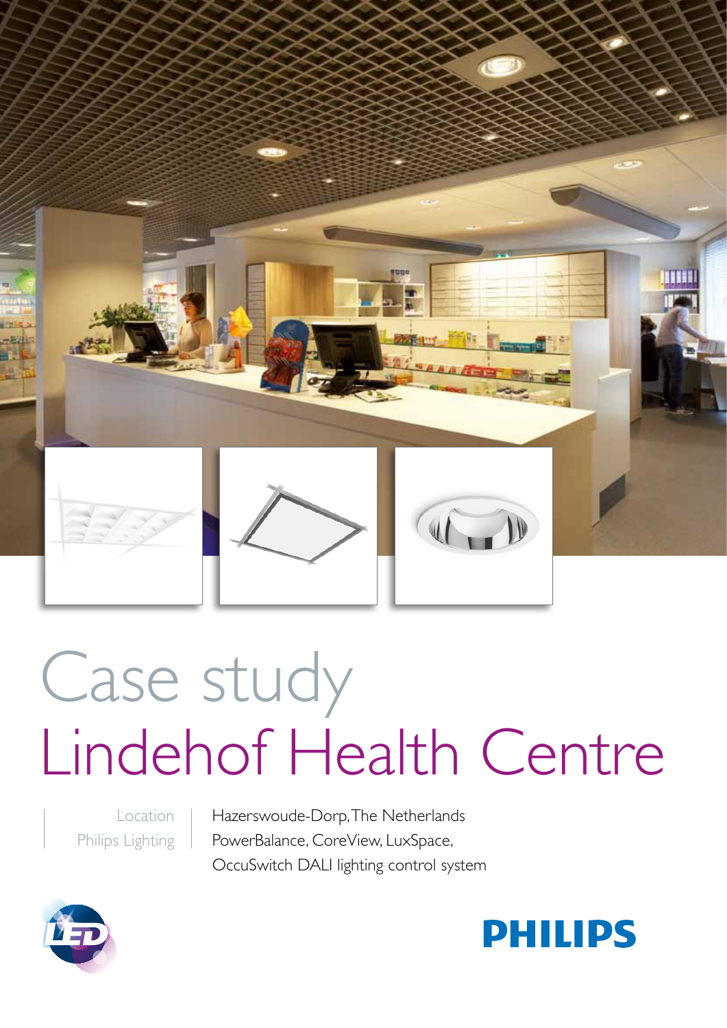# Case study

# Lindehof Health Centre

| | |
|---|---|
| Location | Hazerswoude-Dorp, The Netherlands |
| Philips Lighting | PowerBalance, CoreView, LuxSpace, OccuSwitch DALI lighting control system |

PHILIPS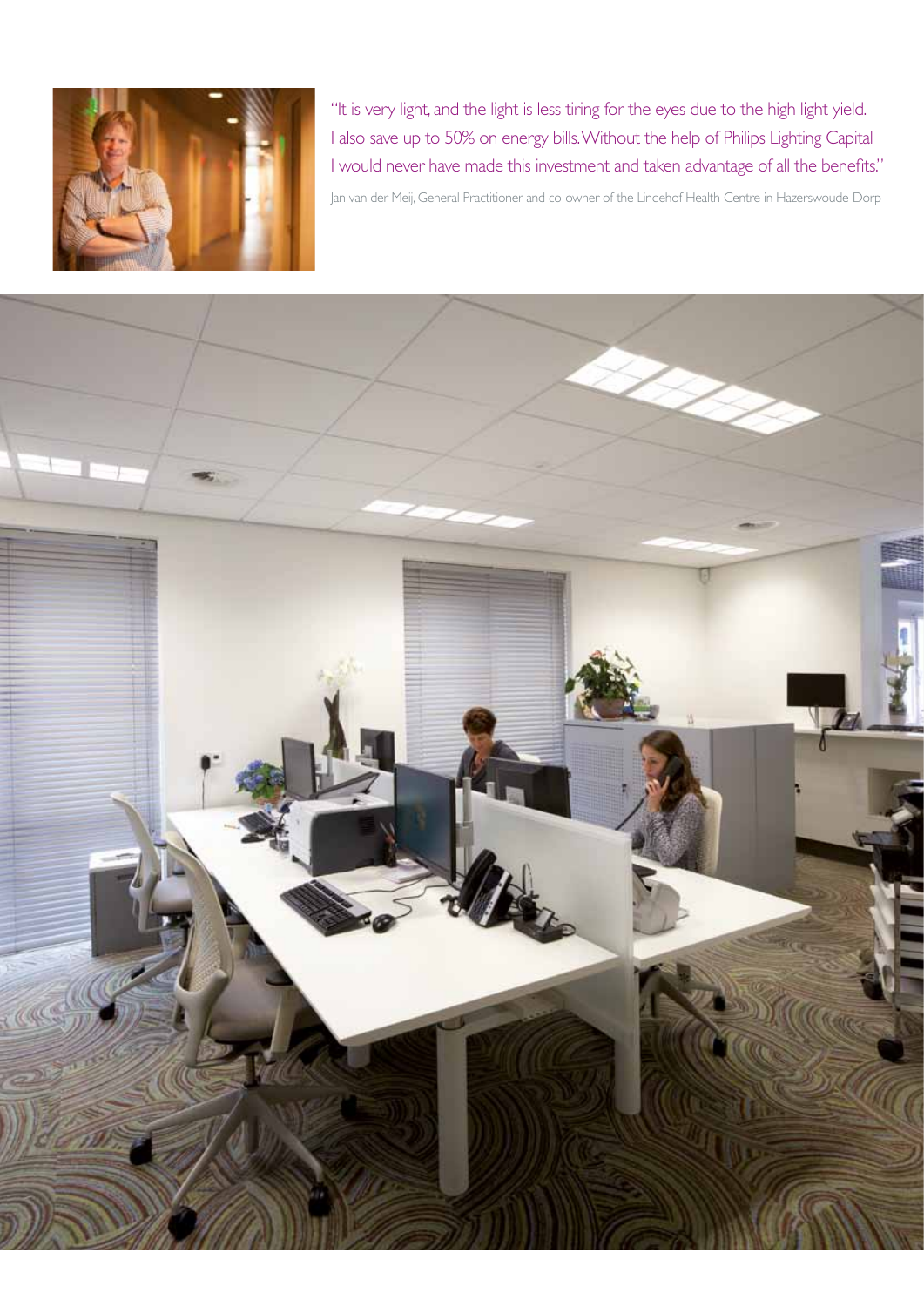"It is very light, and the light is less tiring for the eyes due to the high light yield. I also save up to 50% on energy bills. Without the help of Philips Lighting Capital I would never have made this investment and taken advantage of all the benefits."

Jan van der Meij, General Practitioner and co-owner of the Lindehof Health Centre in Hazerswoude-Dorp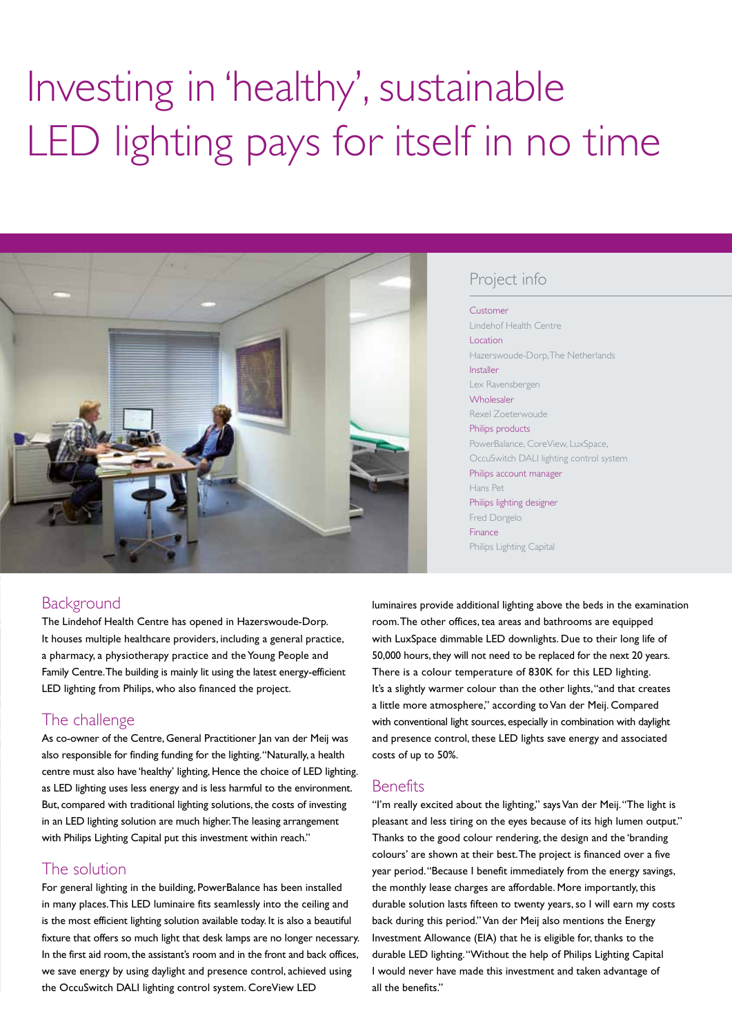# Investing in 'healthy', sustainable LED lighting pays for itself in no time

## Project info

**Customer**
Lindehof Health Centre

**Location**
Hazerswoude-Dorp, The Netherlands

**Installer**
Lex Ravensbergen

**Wholesaler**
Rexel Zoeterwoude

**Philips products**
PowerBalance, CoreView, LuxSpace, OccuSwitch DALI lighting control system

**Philips account manager**
Hans Pet

**Philips lighting designer**
Fred Dorgelo

**Finance**
Philips Lighting Capital

## Background

The Lindehof Health Centre has opened in Hazerswoude-Dorp. It houses multiple healthcare providers, including a general practice, a pharmacy, a physiotherapy practice and the Young People and Family Centre. The building is mainly lit using the latest energy-efficient LED lighting from Philips, who also financed the project.

## The challenge

As co-owner of the Centre, General Practitioner Jan van der Meij was also responsible for finding funding for the lighting. "Naturally, a health centre must also have 'healthy' lighting, Hence the choice of LED lighting. as LED lighting uses less energy and is less harmful to the environment. But, compared with traditional lighting solutions, the costs of investing in an LED lighting solution are much higher. The leasing arrangement with Philips Lighting Capital put this investment within reach."

## The solution

For general lighting in the building, PowerBalance has been installed in many places. This LED luminaire fits seamlessly into the ceiling and is the most efficient lighting solution available today. It is also a beautiful fixture that offers so much light that desk lamps are no longer necessary. In the first aid room, the assistant's room and in the front and back offices, we save energy by using daylight and presence control, achieved using the OccuSwitch DALI lighting control system. CoreView LED luminaires provide additional lighting above the beds in the examination room. The other offices, tea areas and bathrooms are equipped with LuxSpace dimmable LED downlights. Due to their long life of 50,000 hours, they will not need to be replaced for the next 20 years. There is a colour temperature of 830K for this LED lighting. It's a slightly warmer colour than the other lights, "and that creates a little more atmosphere," according to Van der Meij. Compared with conventional light sources, especially in combination with daylight and presence control, these LED lights save energy and associated costs of up to 50%.

## Benefits

"I'm really excited about the lighting," says Van der Meij. "The light is pleasant and less tiring on the eyes because of its high lumen output." Thanks to the good colour rendering, the design and the 'branding colours' are shown at their best. The project is financed over a five year period. "Because I benefit immediately from the energy savings, the monthly lease charges are affordable. More importantly, this durable solution lasts fifteen to twenty years, so I will earn my costs back during this period." Van der Meij also mentions the Energy Investment Allowance (EIA) that he is eligible for, thanks to the durable LED lighting. "Without the help of Philips Lighting Capital I would never have made this investment and taken advantage of all the benefits."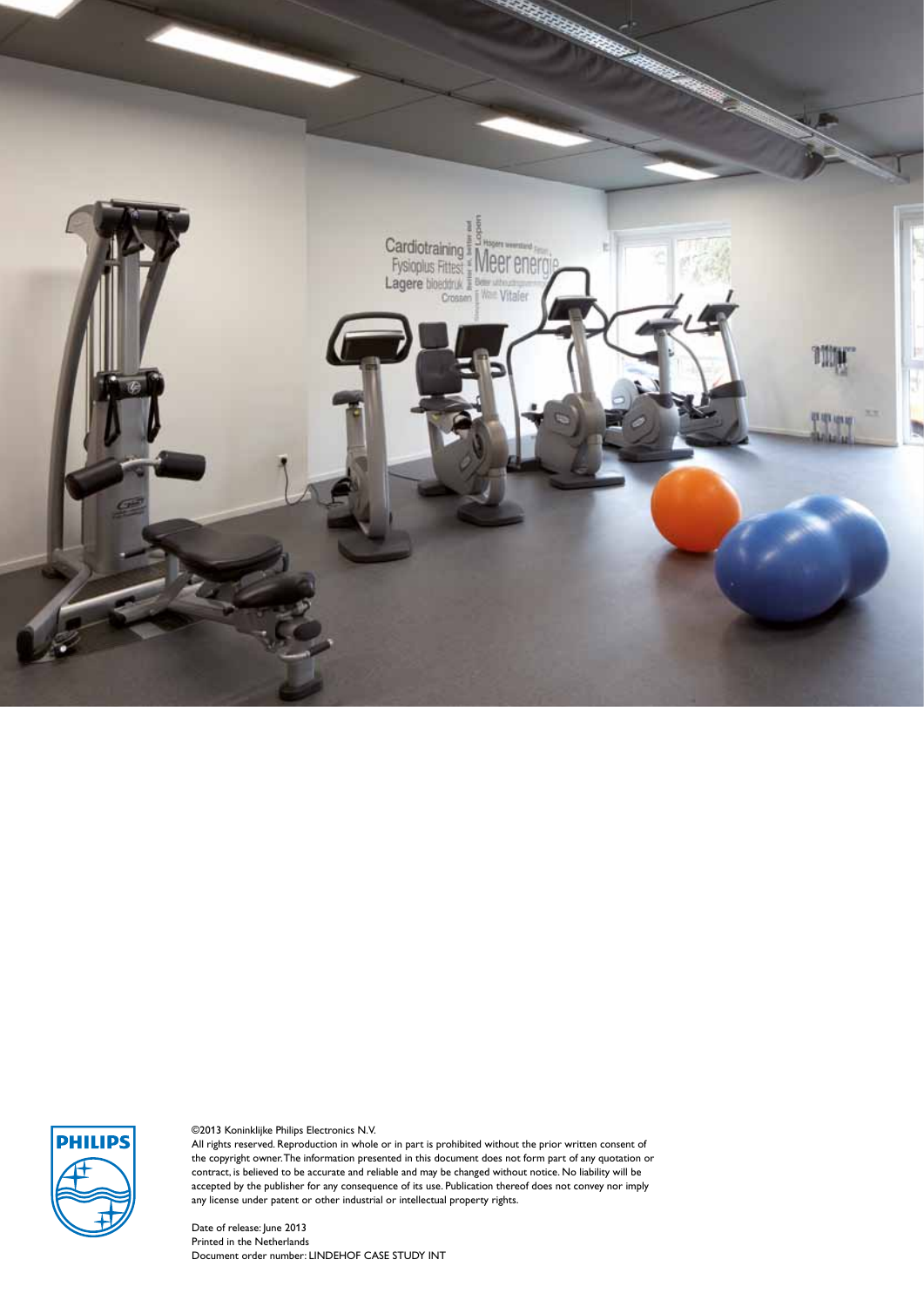©2013 Koninklijke Philips Electronics N.V.
All rights reserved. Reproduction in whole or in part is prohibited without the prior written consent of the copyright owner. The information presented in this document does not form part of any quotation or contract, is believed to be accurate and reliable and may be changed without notice. No liability will be accepted by the publisher for any consequence of its use. Publication thereof does not convey nor imply any license under patent or other industrial or intellectual property rights.

Date of release: June 2013
Printed in the Netherlands
Document order number: LINDEHOF CASE STUDY INT